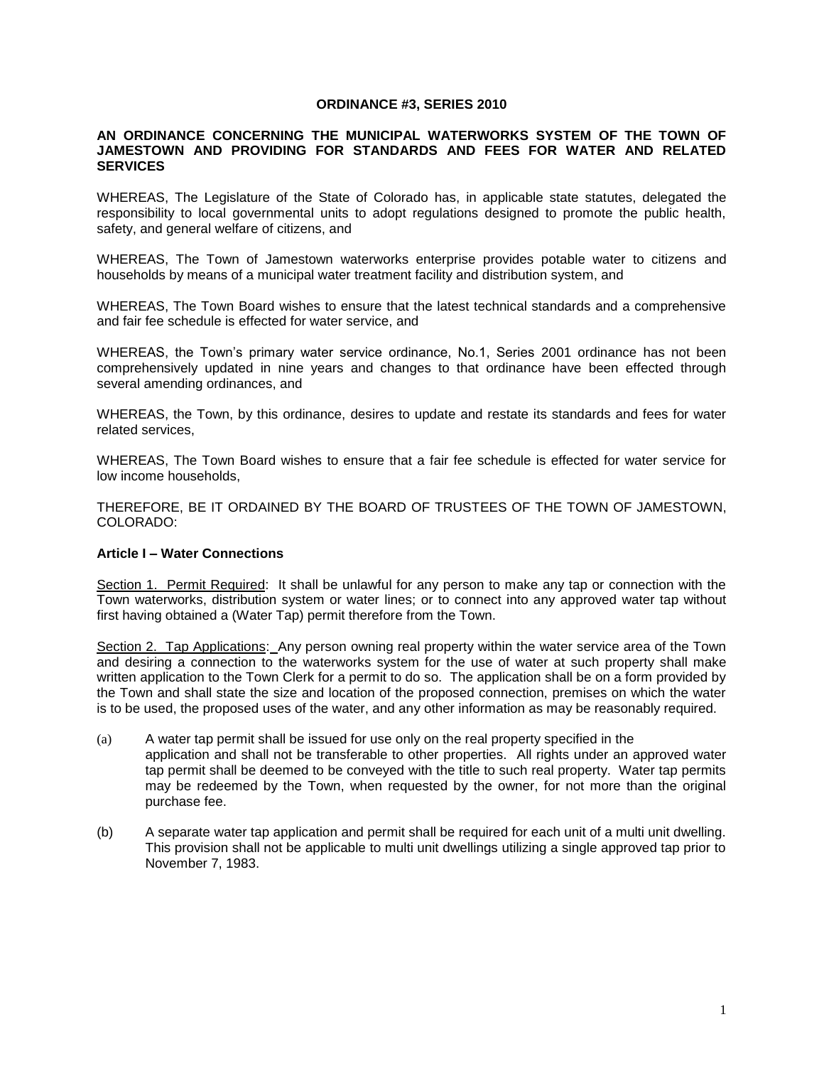**ORDINANCE #3, SERIES 2010**

**AN ORDINANCE CONCERNING THE MUNICIPAL WATERWORKS SYSTEM OF THE TOWN OF JAMESTOWN AND PROVIDING FOR STANDARDS AND FEES FOR WATER AND RELATED SERVICES**

WHEREAS, The Legislature of the State of Colorado has, in applicable state statutes, delegated the responsibility to local governmental units to adopt regulations designed to promote the public health, safety, and general welfare of citizens, and

WHEREAS, The Town of Jamestown waterworks enterprise provides potable water to citizens and households by means of a municipal water treatment facility and distribution system, and

WHEREAS, The Town Board wishes to ensure that the latest technical standards and a comprehensive and fair fee schedule is effected for water service, and

WHEREAS, the Town's primary water service ordinance, No.1, Series 2001 ordinance has not been comprehensively updated in nine years and changes to that ordinance have been effected through several amending ordinances, and

WHEREAS, the Town, by this ordinance, desires to update and restate its standards and fees for water related services,

WHEREAS, The Town Board wishes to ensure that a fair fee schedule is effected for water service for low income households,

THEREFORE, BE IT ORDAINED BY THE BOARD OF TRUSTEES OF THE TOWN OF JAMESTOWN, COLORADO:

**Article I – Water Connections**

Section 1. Permit Required: It shall be unlawful for any person to make any tap or connection with the Town waterworks, distribution system or water lines; or to connect into any approved water tap without first having obtained a (Water Tap) permit therefore from the Town.

Section 2. Tap Applications: Any person owning real property within the water service area of the Town and desiring a connection to the waterworks system for the use of water at such property shall make written application to the Town Clerk for a permit to do so. The application shall be on a form provided by the Town and shall state the size and location of the proposed connection, premises on which the water is to be used, the proposed uses of the water, and any other information as may be reasonably required.

(a) A water tap permit shall be issued for use only on the real property specified in the application and shall not be transferable to other properties. All rights under an approved water tap permit shall be deemed to be conveyed with the title to such real property. Water tap permits may be redeemed by the Town, when requested by the owner, for not more than the original purchase fee.

(b) A separate water tap application and permit shall be required for each unit of a multi unit dwelling. This provision shall not be applicable to multi unit dwellings utilizing a single approved tap prior to November 7, 1983.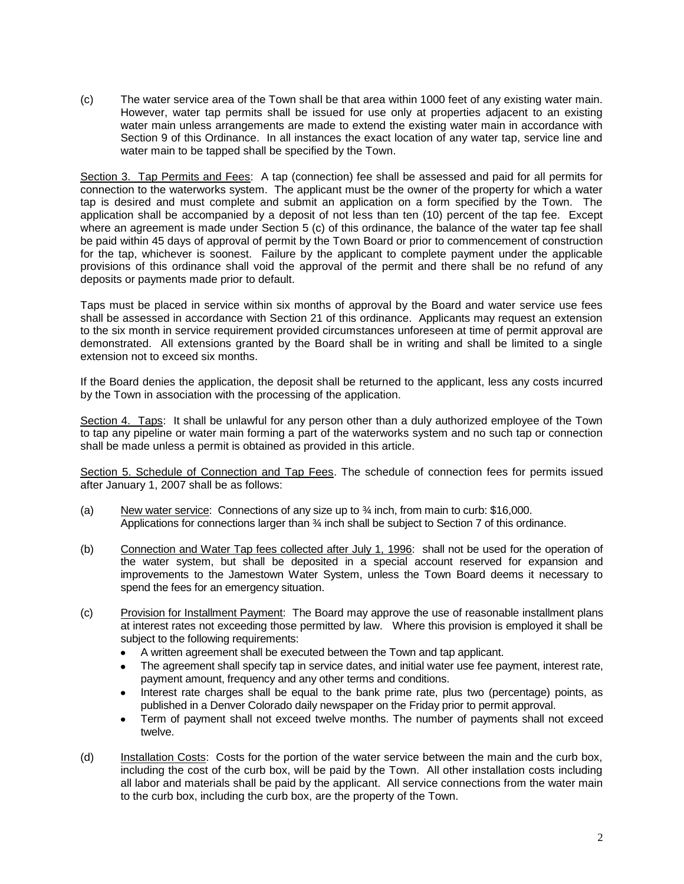(c) The water service area of the Town shall be that area within 1000 feet of any existing water main. However, water tap permits shall be issued for use only at properties adjacent to an existing water main unless arrangements are made to extend the existing water main in accordance with Section 9 of this Ordinance. In all instances the exact location of any water tap, service line and water main to be tapped shall be specified by the Town.

Section 3. Tap Permits and Fees: A tap (connection) fee shall be assessed and paid for all permits for connection to the waterworks system. The applicant must be the owner of the property for which a water tap is desired and must complete and submit an application on a form specified by the Town. The application shall be accompanied by a deposit of not less than ten (10) percent of the tap fee. Except where an agreement is made under Section 5 (c) of this ordinance, the balance of the water tap fee shall be paid within 45 days of approval of permit by the Town Board or prior to commencement of construction for the tap, whichever is soonest. Failure by the applicant to complete payment under the applicable provisions of this ordinance shall void the approval of the permit and there shall be no refund of any deposits or payments made prior to default.

Taps must be placed in service within six months of approval by the Board and water service use fees shall be assessed in accordance with Section 21 of this ordinance. Applicants may request an extension to the six month in service requirement provided circumstances unforeseen at time of permit approval are demonstrated. All extensions granted by the Board shall be in writing and shall be limited to a single extension not to exceed six months.

If the Board denies the application, the deposit shall be returned to the applicant, less any costs incurred by the Town in association with the processing of the application.

Section 4. Taps: It shall be unlawful for any person other than a duly authorized employee of the Town to tap any pipeline or water main forming a part of the waterworks system and no such tap or connection shall be made unless a permit is obtained as provided in this article.

Section 5. Schedule of Connection and Tap Fees. The schedule of connection fees for permits issued after January 1, 2007 shall be as follows:

(a) New water service: Connections of any size up to ¾ inch, from main to curb: $16,000. Applications for connections larger than ¾ inch shall be subject to Section 7 of this ordinance.

(b) Connection and Water Tap fees collected after July 1, 1996: shall not be used for the operation of the water system, but shall be deposited in a special account reserved for expansion and improvements to the Jamestown Water System, unless the Town Board deems it necessary to spend the fees for an emergency situation.

(c) Provision for Installment Payment: The Board may approve the use of reasonable installment plans at interest rates not exceeding those permitted by law. Where this provision is employed it shall be subject to the following requirements:
- A written agreement shall be executed between the Town and tap applicant.
- The agreement shall specify tap in service dates, and initial water use fee payment, interest rate, payment amount, frequency and any other terms and conditions.
- Interest rate charges shall be equal to the bank prime rate, plus two (percentage) points, as published in a Denver Colorado daily newspaper on the Friday prior to permit approval.
- Term of payment shall not exceed twelve months. The number of payments shall not exceed twelve.

(d) Installation Costs: Costs for the portion of the water service between the main and the curb box, including the cost of the curb box, will be paid by the Town. All other installation costs including all labor and materials shall be paid by the applicant. All service connections from the water main to the curb box, including the curb box, are the property of the Town.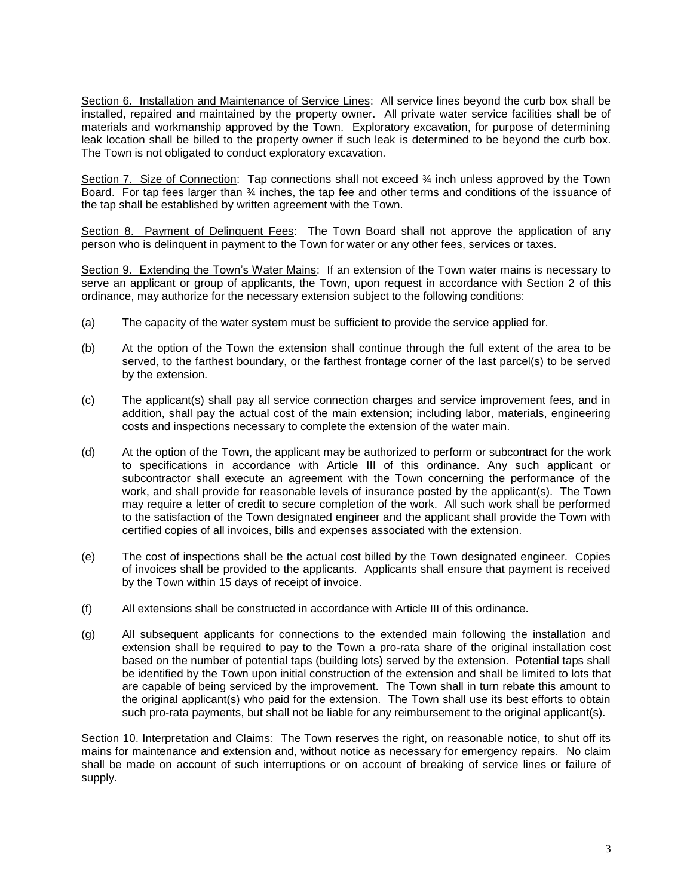Section 6. Installation and Maintenance of Service Lines: All service lines beyond the curb box shall be installed, repaired and maintained by the property owner. All private water service facilities shall be of materials and workmanship approved by the Town. Exploratory excavation, for purpose of determining leak location shall be billed to the property owner if such leak is determined to be beyond the curb box. The Town is not obligated to conduct exploratory excavation.

Section 7. Size of Connection: Tap connections shall not exceed ¾ inch unless approved by the Town Board. For tap fees larger than ¾ inches, the tap fee and other terms and conditions of the issuance of the tap shall be established by written agreement with the Town.

Section 8. Payment of Delinquent Fees: The Town Board shall not approve the application of any person who is delinquent in payment to the Town for water or any other fees, services or taxes.

Section 9. Extending the Town's Water Mains: If an extension of the Town water mains is necessary to serve an applicant or group of applicants, the Town, upon request in accordance with Section 2 of this ordinance, may authorize for the necessary extension subject to the following conditions:

(a) The capacity of the water system must be sufficient to provide the service applied for.

(b) At the option of the Town the extension shall continue through the full extent of the area to be served, to the farthest boundary, or the farthest frontage corner of the last parcel(s) to be served by the extension.

(c) The applicant(s) shall pay all service connection charges and service improvement fees, and in addition, shall pay the actual cost of the main extension; including labor, materials, engineering costs and inspections necessary to complete the extension of the water main.

(d) At the option of the Town, the applicant may be authorized to perform or subcontract for the work to specifications in accordance with Article III of this ordinance. Any such applicant or subcontractor shall execute an agreement with the Town concerning the performance of the work, and shall provide for reasonable levels of insurance posted by the applicant(s). The Town may require a letter of credit to secure completion of the work. All such work shall be performed to the satisfaction of the Town designated engineer and the applicant shall provide the Town with certified copies of all invoices, bills and expenses associated with the extension.

(e) The cost of inspections shall be the actual cost billed by the Town designated engineer. Copies of invoices shall be provided to the applicants. Applicants shall ensure that payment is received by the Town within 15 days of receipt of invoice.

(f) All extensions shall be constructed in accordance with Article III of this ordinance.

(g) All subsequent applicants for connections to the extended main following the installation and extension shall be required to pay to the Town a pro-rata share of the original installation cost based on the number of potential taps (building lots) served by the extension. Potential taps shall be identified by the Town upon initial construction of the extension and shall be limited to lots that are capable of being serviced by the improvement. The Town shall in turn rebate this amount to the original applicant(s) who paid for the extension. The Town shall use its best efforts to obtain such pro-rata payments, but shall not be liable for any reimbursement to the original applicant(s).

Section 10. Interpretation and Claims: The Town reserves the right, on reasonable notice, to shut off its mains for maintenance and extension and, without notice as necessary for emergency repairs. No claim shall be made on account of such interruptions or on account of breaking of service lines or failure of supply.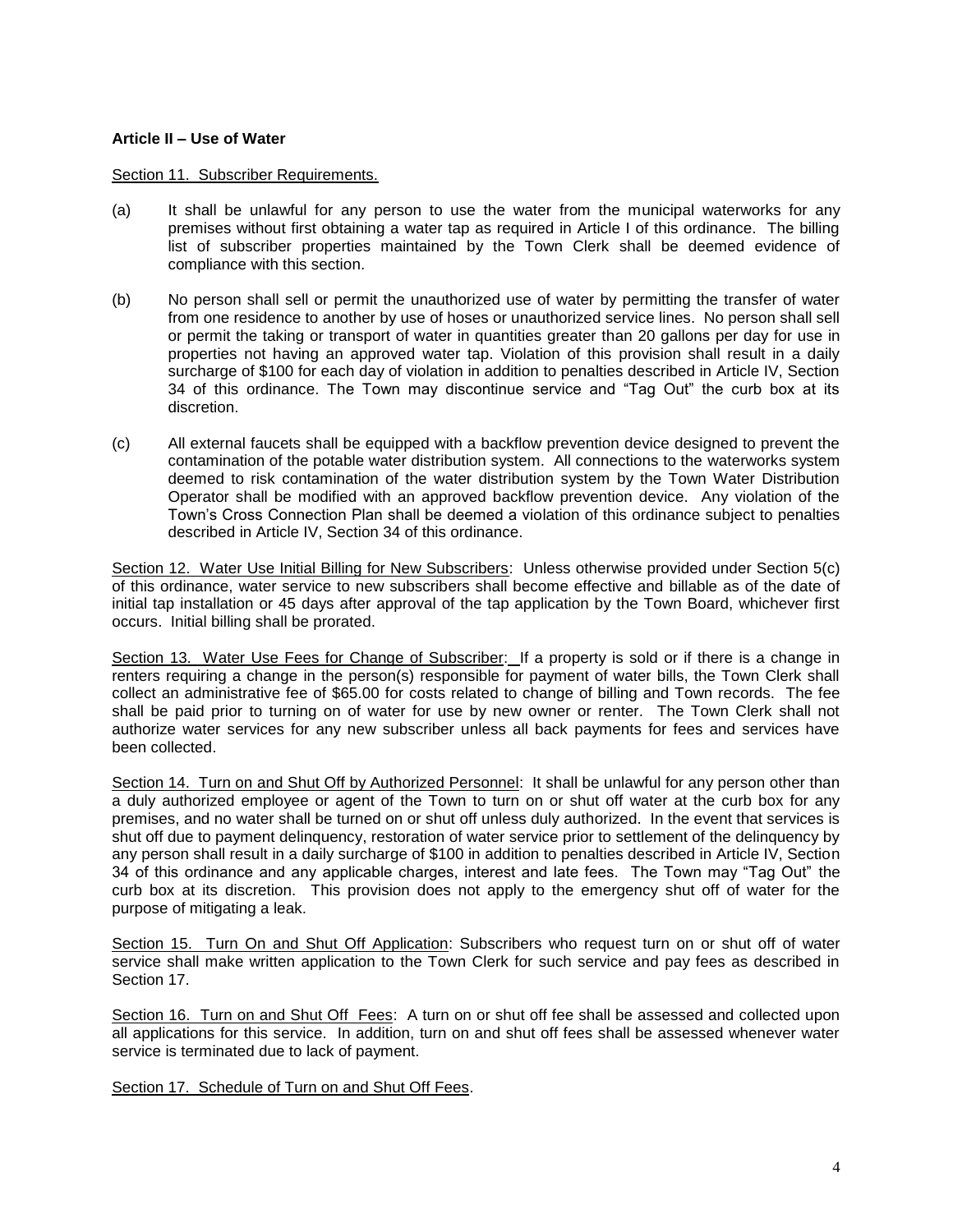### Article II – Use of Water

Section 11. Subscriber Requirements.

(a) It shall be unlawful for any person to use the water from the municipal waterworks for any premises without first obtaining a water tap as required in Article I of this ordinance. The billing list of subscriber properties maintained by the Town Clerk shall be deemed evidence of compliance with this section.

(b) No person shall sell or permit the unauthorized use of water by permitting the transfer of water from one residence to another by use of hoses or unauthorized service lines. No person shall sell or permit the taking or transport of water in quantities greater than 20 gallons per day for use in properties not having an approved water tap. Violation of this provision shall result in a daily surcharge of $100 for each day of violation in addition to penalties described in Article IV, Section 34 of this ordinance. The Town may discontinue service and "Tag Out" the curb box at its discretion.

(c) All external faucets shall be equipped with a backflow prevention device designed to prevent the contamination of the potable water distribution system. All connections to the waterworks system deemed to risk contamination of the water distribution system by the Town Water Distribution Operator shall be modified with an approved backflow prevention device. Any violation of the Town's Cross Connection Plan shall be deemed a violation of this ordinance subject to penalties described in Article IV, Section 34 of this ordinance.

Section 12. Water Use Initial Billing for New Subscribers: Unless otherwise provided under Section 5(c) of this ordinance, water service to new subscribers shall become effective and billable as of the date of initial tap installation or 45 days after approval of the tap application by the Town Board, whichever first occurs. Initial billing shall be prorated.

Section 13. Water Use Fees for Change of Subscriber: If a property is sold or if there is a change in renters requiring a change in the person(s) responsible for payment of water bills, the Town Clerk shall collect an administrative fee of $65.00 for costs related to change of billing and Town records. The fee shall be paid prior to turning on of water for use by new owner or renter. The Town Clerk shall not authorize water services for any new subscriber unless all back payments for fees and services have been collected.

Section 14. Turn on and Shut Off by Authorized Personnel: It shall be unlawful for any person other than a duly authorized employee or agent of the Town to turn on or shut off water at the curb box for any premises, and no water shall be turned on or shut off unless duly authorized. In the event that services is shut off due to payment delinquency, restoration of water service prior to settlement of the delinquency by any person shall result in a daily surcharge of $100 in addition to penalties described in Article IV, Section 34 of this ordinance and any applicable charges, interest and late fees. The Town may "Tag Out" the curb box at its discretion. This provision does not apply to the emergency shut off of water for the purpose of mitigating a leak.

Section 15. Turn On and Shut Off Application: Subscribers who request turn on or shut off of water service shall make written application to the Town Clerk for such service and pay fees as described in Section 17.

Section 16. Turn on and Shut Off Fees: A turn on or shut off fee shall be assessed and collected upon all applications for this service. In addition, turn on and shut off fees shall be assessed whenever water service is terminated due to lack of payment.

Section 17. Schedule of Turn on and Shut Off Fees.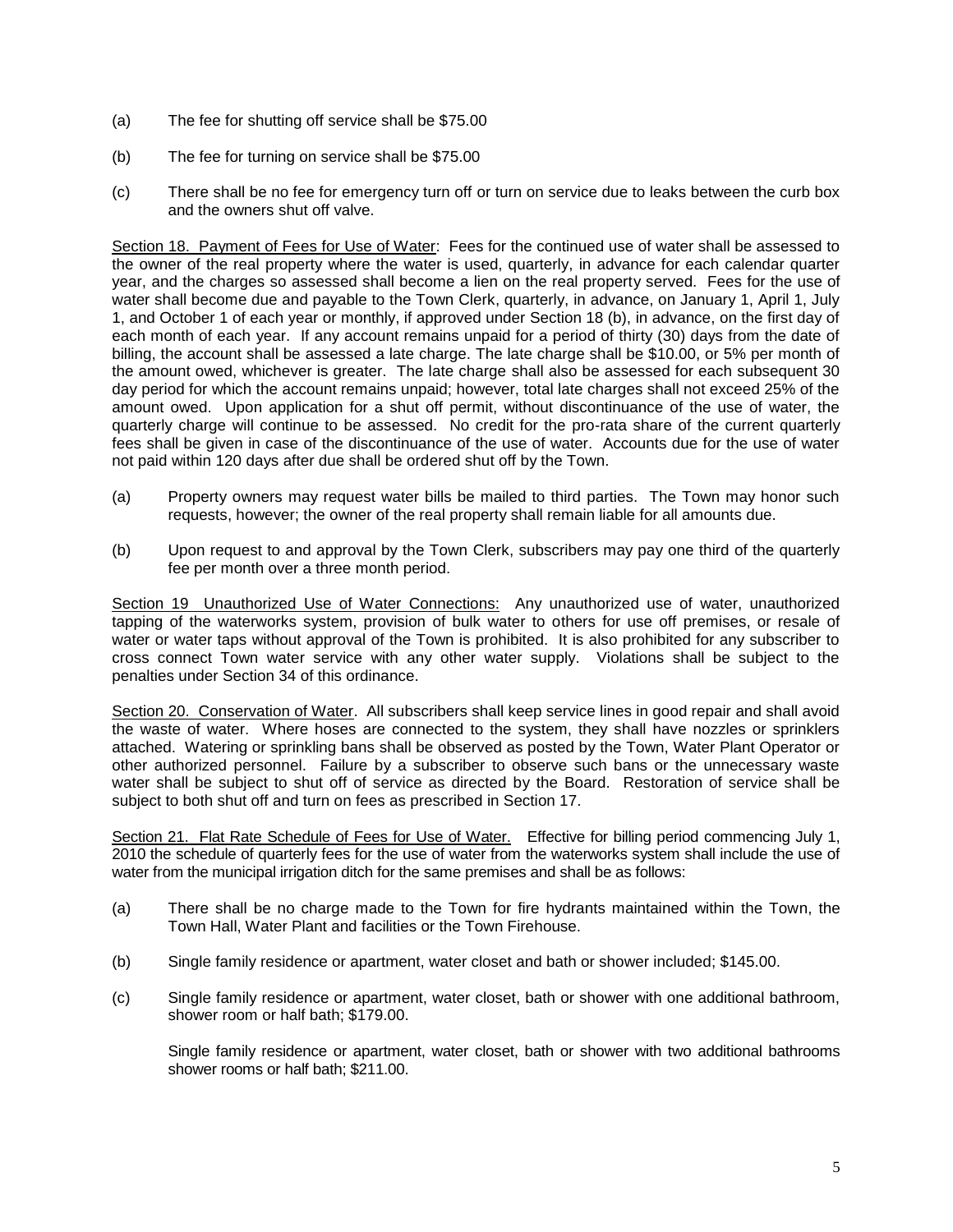(a) The fee for shutting off service shall be $75.00

(b) The fee for turning on service shall be $75.00

(c) There shall be no fee for emergency turn off or turn on service due to leaks between the curb box and the owners shut off valve.

<u>Section 18. Payment of Fees for Use of Water</u>: Fees for the continued use of water shall be assessed to the owner of the real property where the water is used, quarterly, in advance for each calendar quarter year, and the charges so assessed shall become a lien on the real property served. Fees for the use of water shall become due and payable to the Town Clerk, quarterly, in advance, on January 1, April 1, July 1, and October 1 of each year or monthly, if approved under Section 18 (b), in advance, on the first day of each month of each year. If any account remains unpaid for a period of thirty (30) days from the date of billing, the account shall be assessed a late charge. The late charge shall be $10.00, or 5% per month of the amount owed, whichever is greater. The late charge shall also be assessed for each subsequent 30 day period for which the account remains unpaid; however, total late charges shall not exceed 25% of the amount owed. Upon application for a shut off permit, without discontinuance of the use of water, the quarterly charge will continue to be assessed. No credit for the pro-rata share of the current quarterly fees shall be given in case of the discontinuance of the use of water. Accounts due for the use of water not paid within 120 days after due shall be ordered shut off by the Town.

(a) Property owners may request water bills be mailed to third parties. The Town may honor such requests, however; the owner of the real property shall remain liable for all amounts due.

(b) Upon request to and approval by the Town Clerk, subscribers may pay one third of the quarterly fee per month over a three month period.

<u>Section 19 Unauthorized Use of Water Connections:</u> Any unauthorized use of water, unauthorized tapping of the waterworks system, provision of bulk water to others for use off premises, or resale of water or water taps without approval of the Town is prohibited. It is also prohibited for any subscriber to cross connect Town water service with any other water supply. Violations shall be subject to the penalties under Section 34 of this ordinance.

<u>Section 20. Conservation of Water</u>. All subscribers shall keep service lines in good repair and shall avoid the waste of water. Where hoses are connected to the system, they shall have nozzles or sprinklers attached. Watering or sprinkling bans shall be observed as posted by the Town, Water Plant Operator or other authorized personnel. Failure by a subscriber to observe such bans or the unnecessary waste water shall be subject to shut off of service as directed by the Board. Restoration of service shall be subject to both shut off and turn on fees as prescribed in Section 17.

<u>Section 21. Flat Rate Schedule of Fees for Use of Water.</u> Effective for billing period commencing July 1, 2010 the schedule of quarterly fees for the use of water from the waterworks system shall include the use of water from the municipal irrigation ditch for the same premises and shall be as follows:

(a) There shall be no charge made to the Town for fire hydrants maintained within the Town, the Town Hall, Water Plant and facilities or the Town Firehouse.

(b) Single family residence or apartment, water closet and bath or shower included; $145.00.

(c) Single family residence or apartment, water closet, bath or shower with one additional bathroom, shower room or half bath; $179.00.

Single family residence or apartment, water closet, bath or shower with two additional bathrooms shower rooms or half bath; $211.00.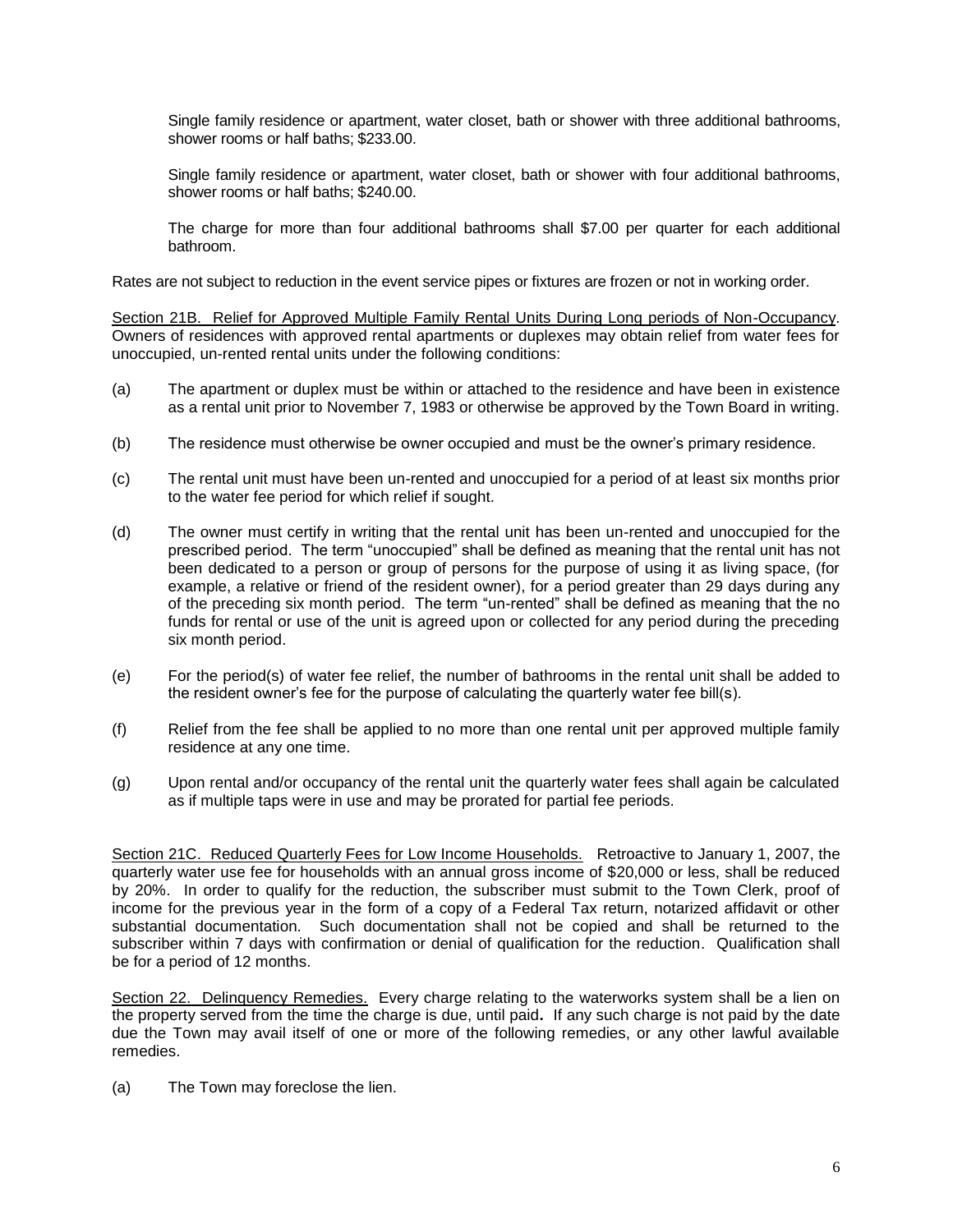Single family residence or apartment, water closet, bath or shower with three additional bathrooms, shower rooms or half baths; $233.00.

Single family residence or apartment, water closet, bath or shower with four additional bathrooms, shower rooms or half baths; $240.00.

The charge for more than four additional bathrooms shall $7.00 per quarter for each additional bathroom.

Rates are not subject to reduction in the event service pipes or fixtures are frozen or not in working order.

<u>Section 21B. Relief for Approved Multiple Family Rental Units During Long periods of Non-Occupancy</u>. Owners of residences with approved rental apartments or duplexes may obtain relief from water fees for unoccupied, un-rented rental units under the following conditions:

(a) The apartment or duplex must be within or attached to the residence and have been in existence as a rental unit prior to November 7, 1983 or otherwise be approved by the Town Board in writing.

(b) The residence must otherwise be owner occupied and must be the owner's primary residence.

(c) The rental unit must have been un-rented and unoccupied for a period of at least six months prior to the water fee period for which relief if sought.

(d) The owner must certify in writing that the rental unit has been un-rented and unoccupied for the prescribed period. The term "unoccupied" shall be defined as meaning that the rental unit has not been dedicated to a person or group of persons for the purpose of using it as living space, (for example, a relative or friend of the resident owner), for a period greater than 29 days during any of the preceding six month period. The term "un-rented" shall be defined as meaning that the no funds for rental or use of the unit is agreed upon or collected for any period during the preceding six month period.

(e) For the period(s) of water fee relief, the number of bathrooms in the rental unit shall be added to the resident owner's fee for the purpose of calculating the quarterly water fee bill(s).

(f) Relief from the fee shall be applied to no more than one rental unit per approved multiple family residence at any one time.

(g) Upon rental and/or occupancy of the rental unit the quarterly water fees shall again be calculated as if multiple taps were in use and may be prorated for partial fee periods.

<u>Section 21C. Reduced Quarterly Fees for Low Income Households.</u> Retroactive to January 1, 2007, the quarterly water use fee for households with an annual gross income of $20,000 or less, shall be reduced by 20%. In order to qualify for the reduction, the subscriber must submit to the Town Clerk, proof of income for the previous year in the form of a copy of a Federal Tax return, notarized affidavit or other substantial documentation. Such documentation shall not be copied and shall be returned to the subscriber within 7 days with confirmation or denial of qualification for the reduction. Qualification shall be for a period of 12 months.

<u>Section 22. Delinquency Remedies.</u> Every charge relating to the waterworks system shall be a lien on the property served from the time the charge is due, until paid**.** If any such charge is not paid by the date due the Town may avail itself of one or more of the following remedies, or any other lawful available remedies.

(a) The Town may foreclose the lien.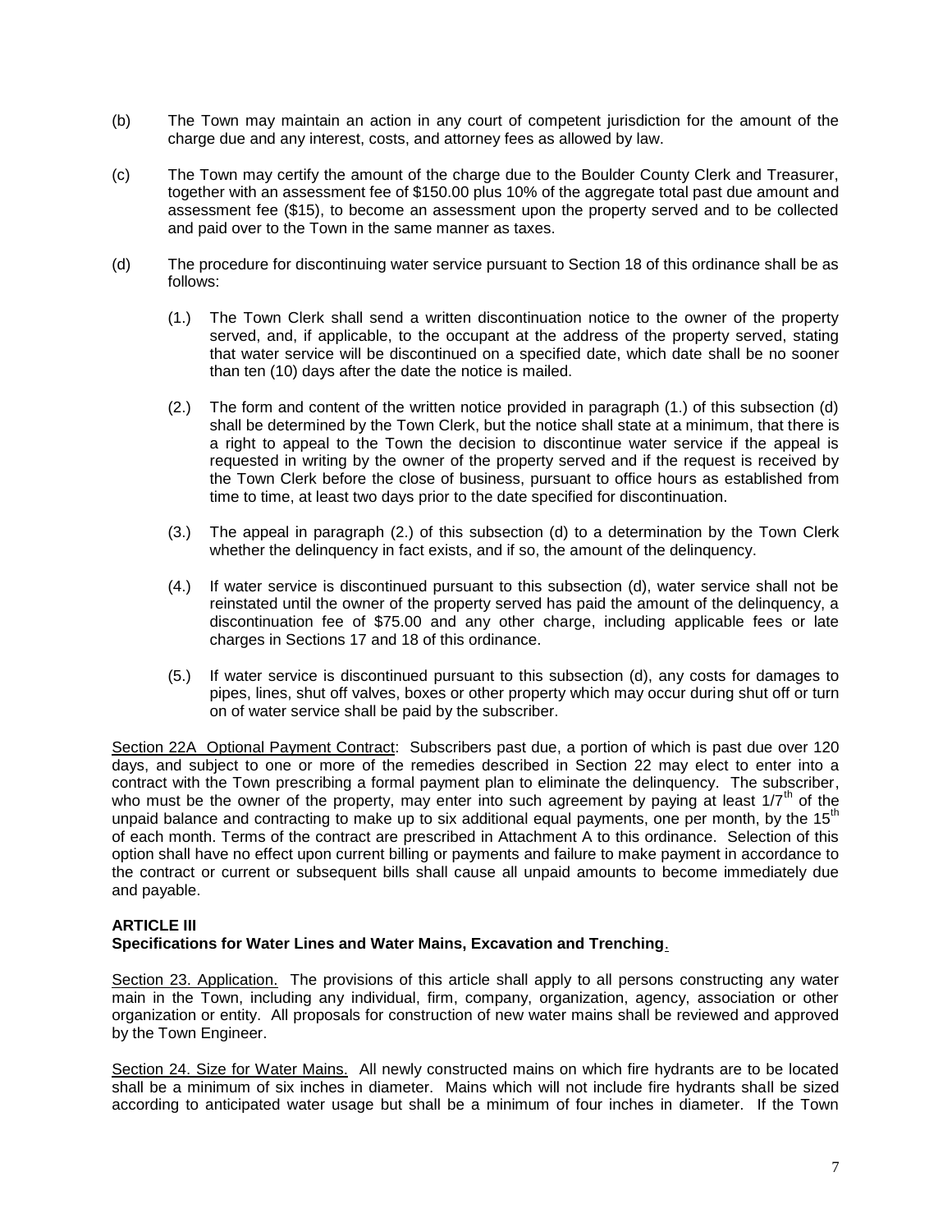(b) The Town may maintain an action in any court of competent jurisdiction for the amount of the charge due and any interest, costs, and attorney fees as allowed by law.

(c) The Town may certify the amount of the charge due to the Boulder County Clerk and Treasurer, together with an assessment fee of $150.00 plus 10% of the aggregate total past due amount and assessment fee ($15), to become an assessment upon the property served and to be collected and paid over to the Town in the same manner as taxes.

(d) The procedure for discontinuing water service pursuant to Section 18 of this ordinance shall be as follows:

(1.) The Town Clerk shall send a written discontinuation notice to the owner of the property served, and, if applicable, to the occupant at the address of the property served, stating that water service will be discontinued on a specified date, which date shall be no sooner than ten (10) days after the date the notice is mailed.

(2.) The form and content of the written notice provided in paragraph (1.) of this subsection (d) shall be determined by the Town Clerk, but the notice shall state at a minimum, that there is a right to appeal to the Town the decision to discontinue water service if the appeal is requested in writing by the owner of the property served and if the request is received by the Town Clerk before the close of business, pursuant to office hours as established from time to time, at least two days prior to the date specified for discontinuation.

(3.) The appeal in paragraph (2.) of this subsection (d) to a determination by the Town Clerk whether the delinquency in fact exists, and if so, the amount of the delinquency.

(4.) If water service is discontinued pursuant to this subsection (d), water service shall not be reinstated until the owner of the property served has paid the amount of the delinquency, a discontinuation fee of $75.00 and any other charge, including applicable fees or late charges in Sections 17 and 18 of this ordinance.

(5.) If water service is discontinued pursuant to this subsection (d), any costs for damages to pipes, lines, shut off valves, boxes or other property which may occur during shut off or turn on of water service shall be paid by the subscriber.

Section 22A Optional Payment Contract: Subscribers past due, a portion of which is past due over 120 days, and subject to one or more of the remedies described in Section 22 may elect to enter into a contract with the Town prescribing a formal payment plan to eliminate the delinquency. The subscriber, who must be the owner of the property, may enter into such agreement by paying at least 1/7th of the unpaid balance and contracting to make up to six additional equal payments, one per month, by the 15th of each month. Terms of the contract are prescribed in Attachment A to this ordinance. Selection of this option shall have no effect upon current billing or payments and failure to make payment in accordance to the contract or current or subsequent bills shall cause all unpaid amounts to become immediately due and payable.

**ARTICLE III**
**Specifications for Water Lines and Water Mains, Excavation and Trenching.**

Section 23. Application. The provisions of this article shall apply to all persons constructing any water main in the Town, including any individual, firm, company, organization, agency, association or other organization or entity. All proposals for construction of new water mains shall be reviewed and approved by the Town Engineer.

Section 24. Size for Water Mains. All newly constructed mains on which fire hydrants are to be located shall be a minimum of six inches in diameter. Mains which will not include fire hydrants shall be sized according to anticipated water usage but shall be a minimum of four inches in diameter. If the Town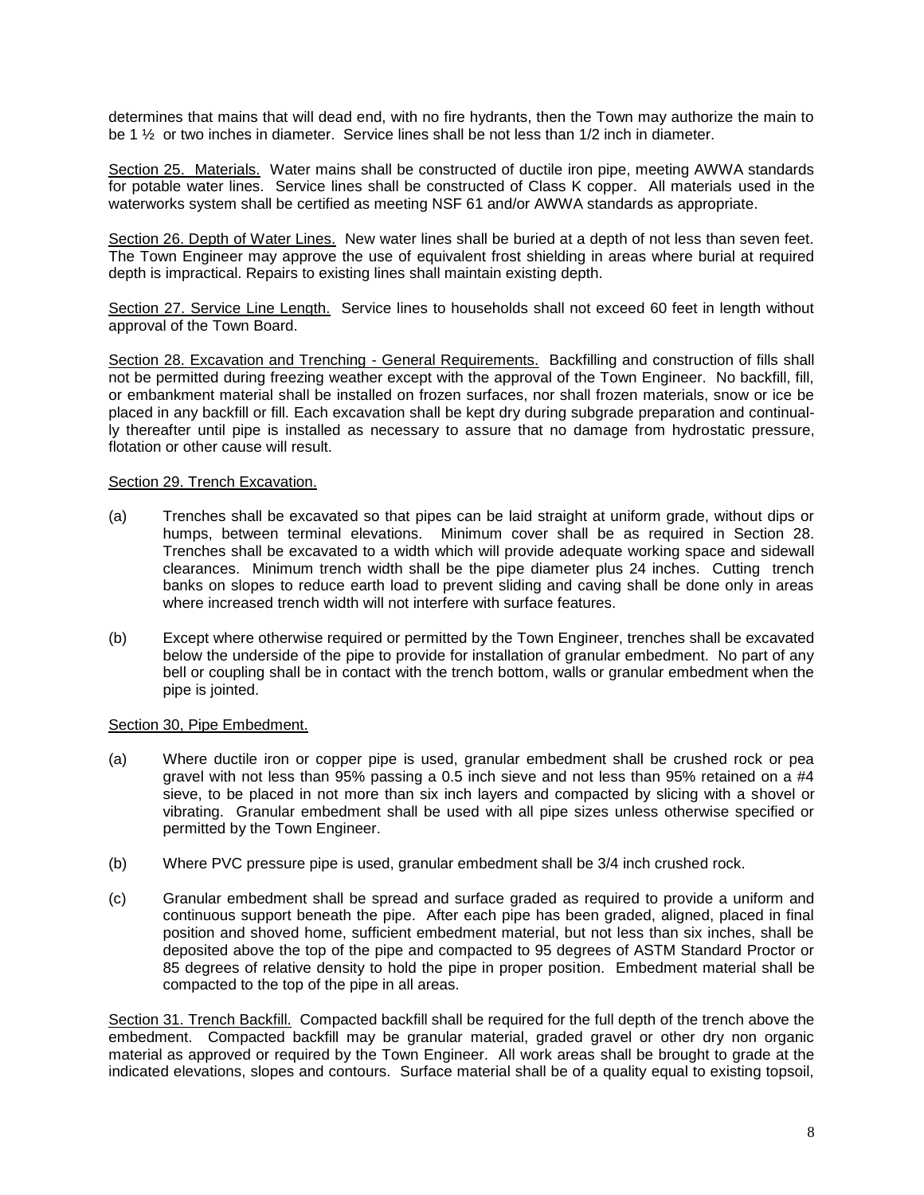determines that mains that will dead end, with no fire hydrants, then the Town may authorize the main to be 1 ½ or two inches in diameter. Service lines shall be not less than 1/2 inch in diameter.

<u>Section 25. Materials.</u> Water mains shall be constructed of ductile iron pipe, meeting AWWA standards for potable water lines. Service lines shall be constructed of Class K copper. All materials used in the waterworks system shall be certified as meeting NSF 61 and/or AWWA standards as appropriate.

<u>Section 26. Depth of Water Lines.</u> New water lines shall be buried at a depth of not less than seven feet. The Town Engineer may approve the use of equivalent frost shielding in areas where burial at required depth is impractical. Repairs to existing lines shall maintain existing depth.

<u>Section 27. Service Line Length.</u> Service lines to households shall not exceed 60 feet in length without approval of the Town Board.

<u>Section 28. Excavation and Trenching - General Requirements.</u> Backfilling and construction of fills shall not be permitted during freezing weather except with the approval of the Town Engineer. No backfill, fill, or embankment material shall be installed on frozen surfaces, nor shall frozen materials, snow or ice be placed in any backfill or fill. Each excavation shall be kept dry during subgrade preparation and continually thereafter until pipe is installed as necessary to assure that no damage from hydrostatic pressure, flotation or other cause will result.

<u>Section 29. Trench Excavation.</u>

(a) Trenches shall be excavated so that pipes can be laid straight at uniform grade, without dips or humps, between terminal elevations. Minimum cover shall be as required in Section 28. Trenches shall be excavated to a width which will provide adequate working space and sidewall clearances. Minimum trench width shall be the pipe diameter plus 24 inches. Cutting trench banks on slopes to reduce earth load to prevent sliding and caving shall be done only in areas where increased trench width will not interfere with surface features.

(b) Except where otherwise required or permitted by the Town Engineer, trenches shall be excavated below the underside of the pipe to provide for installation of granular embedment. No part of any bell or coupling shall be in contact with the trench bottom, walls or granular embedment when the pipe is jointed.

<u>Section 30, Pipe Embedment.</u>

(a) Where ductile iron or copper pipe is used, granular embedment shall be crushed rock or pea gravel with not less than 95% passing a 0.5 inch sieve and not less than 95% retained on a #4 sieve, to be placed in not more than six inch layers and compacted by slicing with a shovel or vibrating. Granular embedment shall be used with all pipe sizes unless otherwise specified or permitted by the Town Engineer.

(b) Where PVC pressure pipe is used, granular embedment shall be 3/4 inch crushed rock.

(c) Granular embedment shall be spread and surface graded as required to provide a uniform and continuous support beneath the pipe. After each pipe has been graded, aligned, placed in final position and shoved home, sufficient embedment material, but not less than six inches, shall be deposited above the top of the pipe and compacted to 95 degrees of ASTM Standard Proctor or 85 degrees of relative density to hold the pipe in proper position. Embedment material shall be compacted to the top of the pipe in all areas.

<u>Section 31. Trench Backfill.</u> Compacted backfill shall be required for the full depth of the trench above the embedment. Compacted backfill may be granular material, graded gravel or other dry non organic material as approved or required by the Town Engineer. All work areas shall be brought to grade at the indicated elevations, slopes and contours. Surface material shall be of a quality equal to existing topsoil,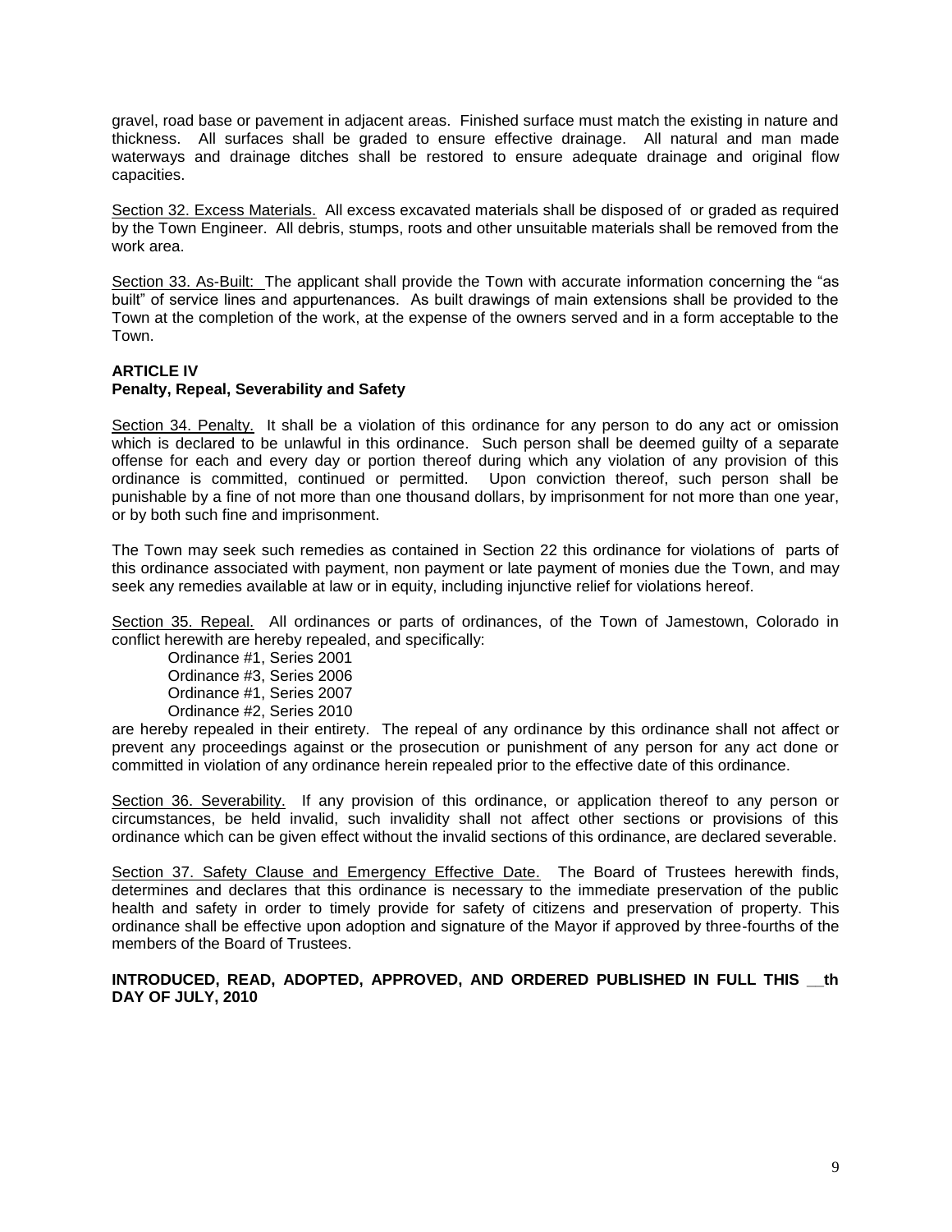gravel, road base or pavement in adjacent areas. Finished surface must match the existing in nature and thickness. All surfaces shall be graded to ensure effective drainage. All natural and man made waterways and drainage ditches shall be restored to ensure adequate drainage and original flow capacities.

Section 32. Excess Materials. All excess excavated materials shall be disposed of or graded as required by the Town Engineer. All debris, stumps, roots and other unsuitable materials shall be removed from the work area.

Section 33. As-Built: The applicant shall provide the Town with accurate information concerning the "as built" of service lines and appurtenances. As built drawings of main extensions shall be provided to the Town at the completion of the work, at the expense of the owners served and in a form acceptable to the Town.

**ARTICLE IV**
**Penalty, Repeal, Severability and Safety**

Section 34. Penalty. It shall be a violation of this ordinance for any person to do any act or omission which is declared to be unlawful in this ordinance. Such person shall be deemed guilty of a separate offense for each and every day or portion thereof during which any violation of any provision of this ordinance is committed, continued or permitted. Upon conviction thereof, such person shall be punishable by a fine of not more than one thousand dollars, by imprisonment for not more than one year, or by both such fine and imprisonment.

The Town may seek such remedies as contained in Section 22 this ordinance for violations of parts of this ordinance associated with payment, non payment or late payment of monies due the Town, and may seek any remedies available at law or in equity, including injunctive relief for violations hereof.

Section 35. Repeal. All ordinances or parts of ordinances, of the Town of Jamestown, Colorado in conflict herewith are hereby repealed, and specifically:

Ordinance #1, Series 2001
Ordinance #3, Series 2006
Ordinance #1, Series 2007
Ordinance #2, Series 2010

are hereby repealed in their entirety. The repeal of any ordinance by this ordinance shall not affect or prevent any proceedings against or the prosecution or punishment of any person for any act done or committed in violation of any ordinance herein repealed prior to the effective date of this ordinance.

Section 36. Severability. If any provision of this ordinance, or application thereof to any person or circumstances, be held invalid, such invalidity shall not affect other sections or provisions of this ordinance which can be given effect without the invalid sections of this ordinance, are declared severable.

Section 37. Safety Clause and Emergency Effective Date. The Board of Trustees herewith finds, determines and declares that this ordinance is necessary to the immediate preservation of the public health and safety in order to timely provide for safety of citizens and preservation of property. This ordinance shall be effective upon adoption and signature of the Mayor if approved by three-fourths of the members of the Board of Trustees.

**INTRODUCED, READ, ADOPTED, APPROVED, AND ORDERED PUBLISHED IN FULL THIS __th DAY OF JULY, 2010**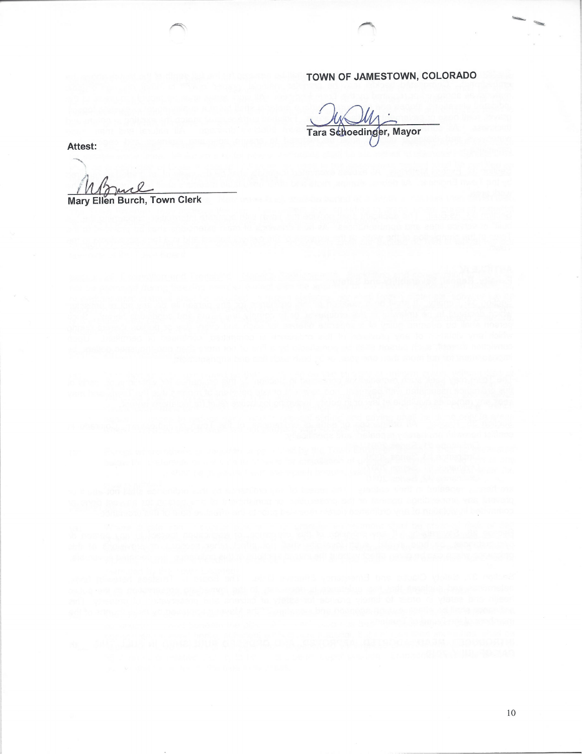**TOWN OF JAMESTOWN, COLORADO**

_______________________________
Tara Schoedinger, Mayor

Attest:

_______________________________
Mary Ellen Burch, Town Clerk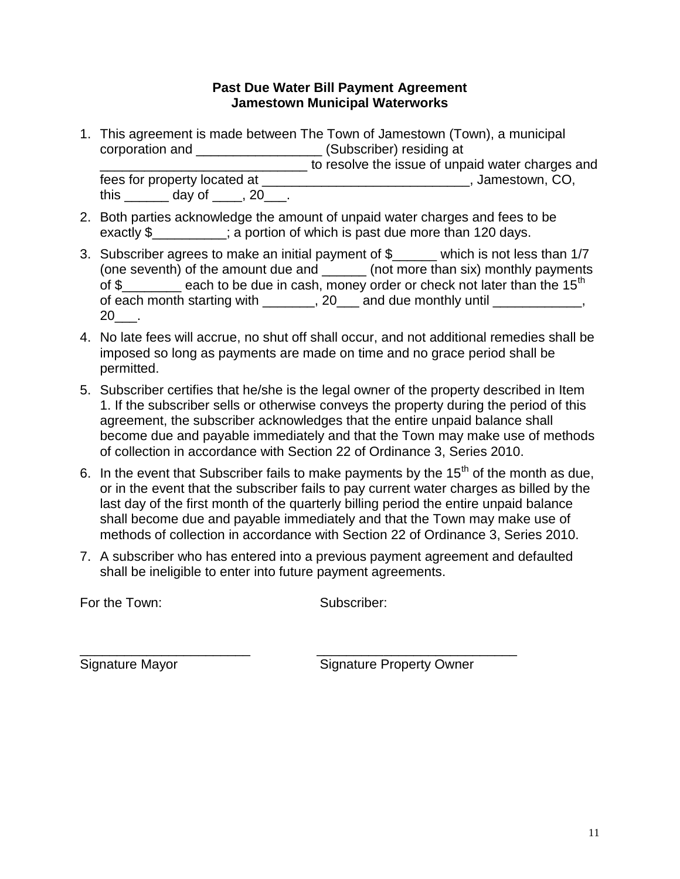**Past Due Water Bill Payment Agreement**
**Jamestown Municipal Waterworks**

1. This agreement is made between The Town of Jamestown (Town), a municipal corporation and _________________ (Subscriber) residing at ____________________________ to resolve the issue of unpaid water charges and fees for property located at ____________________________, Jamestown, CO, this ______ day of ____, 20___.

2. Both parties acknowledge the amount of unpaid water charges and fees to be exactly $__________; a portion of which is past due more than 120 days.

3. Subscriber agrees to make an initial payment of $______ which is not less than 1/7 (one seventh) of the amount due and ______ (not more than six) monthly payments of $________ each to be due in cash, money order or check not later than the 15th of each month starting with _______, 20___ and due monthly until ____________, 20___.

4. No late fees will accrue, no shut off shall occur, and not additional remedies shall be imposed so long as payments are made on time and no grace period shall be permitted.

5. Subscriber certifies that he/she is the legal owner of the property described in Item 1. If the subscriber sells or otherwise conveys the property during the period of this agreement, the subscriber acknowledges that the entire unpaid balance shall become due and payable immediately and that the Town may make use of methods of collection in accordance with Section 22 of Ordinance 3, Series 2010.

6. In the event that Subscriber fails to make payments by the 15th of the month as due, or in the event that the subscriber fails to pay current water charges as billed by the last day of the first month of the quarterly billing period the entire unpaid balance shall become due and payable immediately and that the Town may make use of methods of collection in accordance with Section 22 of Ordinance 3, Series 2010.

7. A subscriber who has entered into a previous payment agreement and defaulted shall be ineligible to enter into future payment agreements.

For the Town: Subscriber:

_______________________ ___________________________
Signature Mayor Signature Property Owner